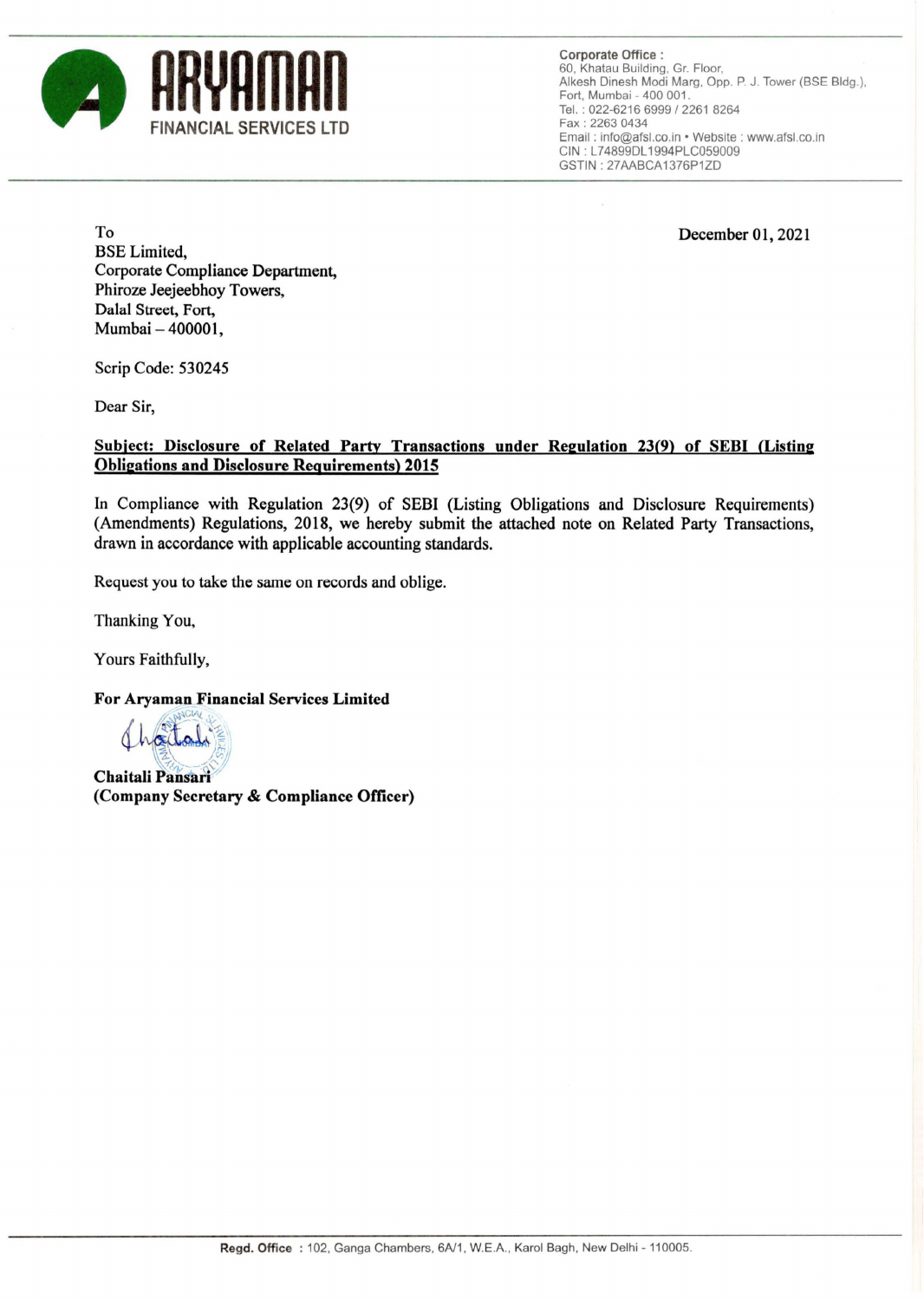# ARYAMAN FINANCIAL SERVICES LTD

**Corporate Office :**
60, Khatau Building, Gr. Floor,
Alkesh Dinesh Modi Marg, Opp. P. J. Tower (BSE Bldg.),
Fort, Mumbai - 400 001.
Tel. : 022-6216 6999 / 2261 8264
Fax : 2263 0434
Email : info@afsl.co.in • Website : www.afsl.co.in
CIN : L74899DL1994PLC059009
GSTIN : 27AABCA1376P1ZD

December 01, 2021

To
BSE Limited,
Corporate Compliance Department,
Phiroze Jeejeebhoy Towers,
Dalal Street, Fort,
Mumbai – 400001,

Scrip Code: 530245

Dear Sir,

**Subject: Disclosure of Related Party Transactions under Regulation 23(9) of SEBI (Listing Obligations and Disclosure Requirements) 2015**

In Compliance with Regulation 23(9) of SEBI (Listing Obligations and Disclosure Requirements) (Amendments) Regulations, 2018, we hereby submit the attached note on Related Party Transactions, drawn in accordance with applicable accounting standards.

Request you to take the same on records and oblige.

Thanking You,

Yours Faithfully,

**For Aryaman Financial Services Limited**

**Chaitali Pansari**
**(Company Secretary & Compliance Officer)**

**Regd. Office** : 102, Ganga Chambers, 6A/1, W.E.A., Karol Bagh, New Delhi - 110005.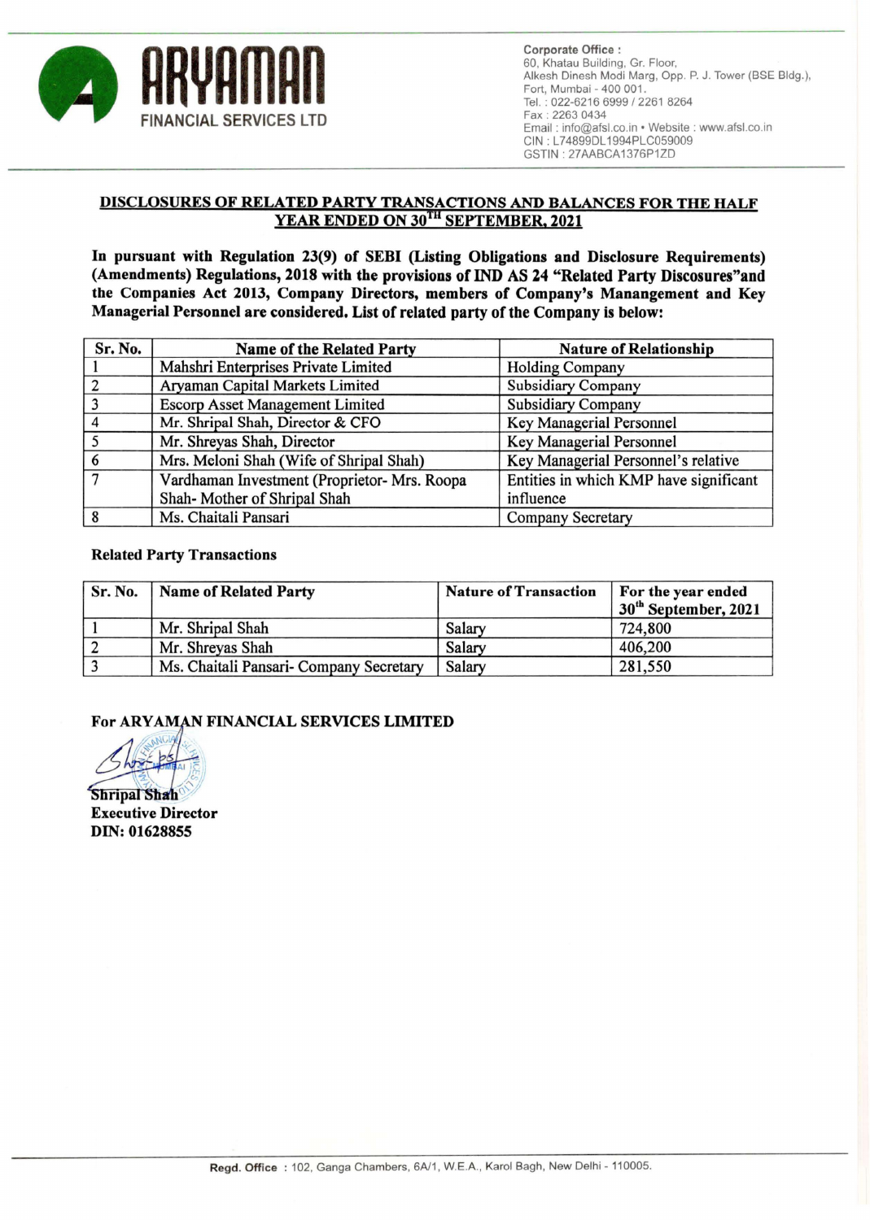**ARYAMAN FINANCIAL SERVICES LTD**

**Corporate Office :**
60, Khatau Building, Gr. Floor,
Alkesh Dinesh Modi Marg, Opp. P. J. Tower (BSE Bldg.),
Fort, Mumbai - 400 001.
Tel. : 022-6216 6999 / 2261 8264
Fax : 2263 0434
Email : info@afsl.co.in • Website : www.afsl.co.in
CIN : L74899DL1994PLC059009
GSTIN : 27AABCA1376P1ZD

## DISCLOSURES OF RELATED PARTY TRANSACTIONS AND BALANCES FOR THE HALF YEAR ENDED ON 30TH SEPTEMBER, 2021

**In pursuant with Regulation 23(9) of SEBI (Listing Obligations and Disclosure Requirements) (Amendments) Regulations, 2018 with the provisions of IND AS 24 "Related Party Discosures"and the Companies Act 2013, Company Directors, members of Company's Manangement and Key Managerial Personnel are considered. List of related party of the Company is below:**

| Sr. No. | Name of the Related Party | Nature of Relationship |
|---|---|---|
| 1 | Mahshri Enterprises Private Limited | Holding Company |
| 2 | Aryaman Capital Markets Limited | Subsidiary Company |
| 3 | Escorp Asset Management Limited | Subsidiary Company |
| 4 | Mr. Shripal Shah, Director & CFO | Key Managerial Personnel |
| 5 | Mr. Shreyas Shah, Director | Key Managerial Personnel |
| 6 | Mrs. Meloni Shah (Wife of Shripal Shah) | Key Managerial Personnel's relative |
| 7 | Vardhaman Investment (Proprietor- Mrs. Roopa Shah- Mother of Shripal Shah | Entities in which KMP have significant influence |
| 8 | Ms. Chaitali Pansari | Company Secretary |

**Related Party Transactions**

| Sr. No. | Name of Related Party | Nature of Transaction | For the year ended 30th September, 2021 |
|---|---|---|---|
| 1 | Mr. Shripal Shah | Salary | 724,800 |
| 2 | Mr. Shreyas Shah | Salary | 406,200 |
| 3 | Ms. Chaitali Pansari- Company Secretary | Salary | 281,550 |

**For ARYAMAN FINANCIAL SERVICES LIMITED**

**Shripal Shah**
**Executive Director**
**DIN: 01628855**

**Regd. Office** : 102, Ganga Chambers, 6A/1, W.E.A., Karol Bagh, New Delhi - 110005.